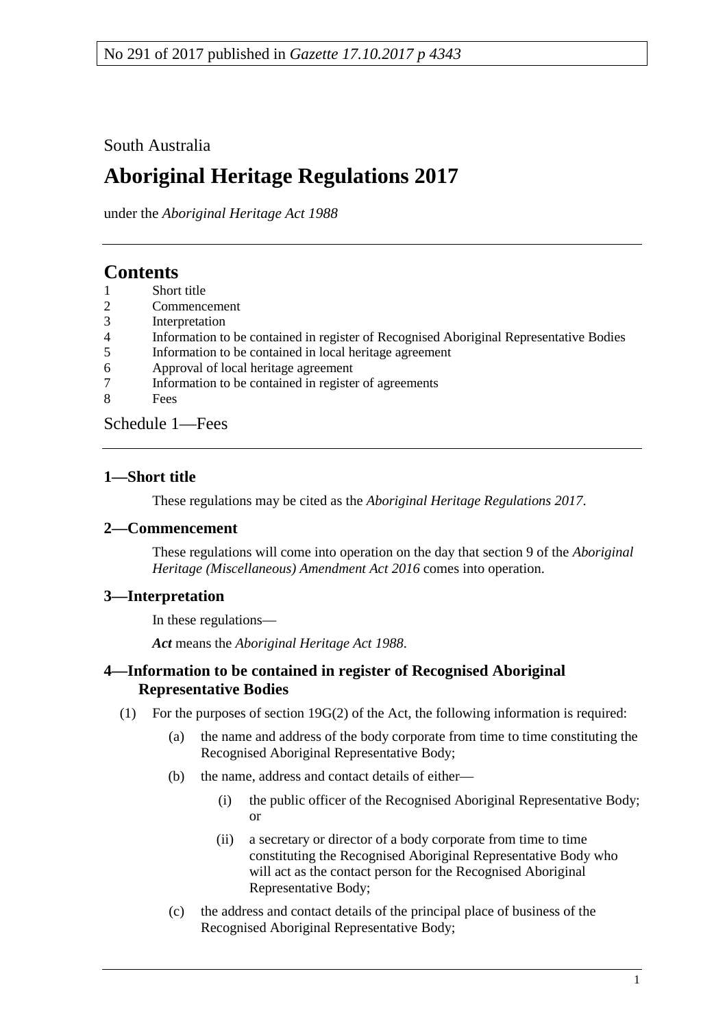No 291 of 2017 published in *Gazette 17.10.2017 p 4343*

South Australia

# Aboriginal Heritage Regulations 2017

under the *Aboriginal Heritage Act 1988*

## Contents

1 Short title
2 Commencement
3 Interpretation
4 Information to be contained in register of Recognised Aboriginal Representative Bodies
5 Information to be contained in local heritage agreement
6 Approval of local heritage agreement
7 Information to be contained in register of agreements
8 Fees

Schedule 1—Fees

### 1—Short title

These regulations may be cited as the *Aboriginal Heritage Regulations 2017*.

### 2—Commencement

These regulations will come into operation on the day that section 9 of the *Aboriginal Heritage (Miscellaneous) Amendment Act 2016* comes into operation.

### 3—Interpretation

In these regulations—

***Act*** means the *Aboriginal Heritage Act 1988*.

### 4—Information to be contained in register of Recognised Aboriginal Representative Bodies

(1) For the purposes of section 19G(2) of the Act, the following information is required:

(a) the name and address of the body corporate from time to time constituting the Recognised Aboriginal Representative Body;

(b) the name, address and contact details of either—

(i) the public officer of the Recognised Aboriginal Representative Body; or

(ii) a secretary or director of a body corporate from time to time constituting the Recognised Aboriginal Representative Body who will act as the contact person for the Recognised Aboriginal Representative Body;

(c) the address and contact details of the principal place of business of the Recognised Aboriginal Representative Body;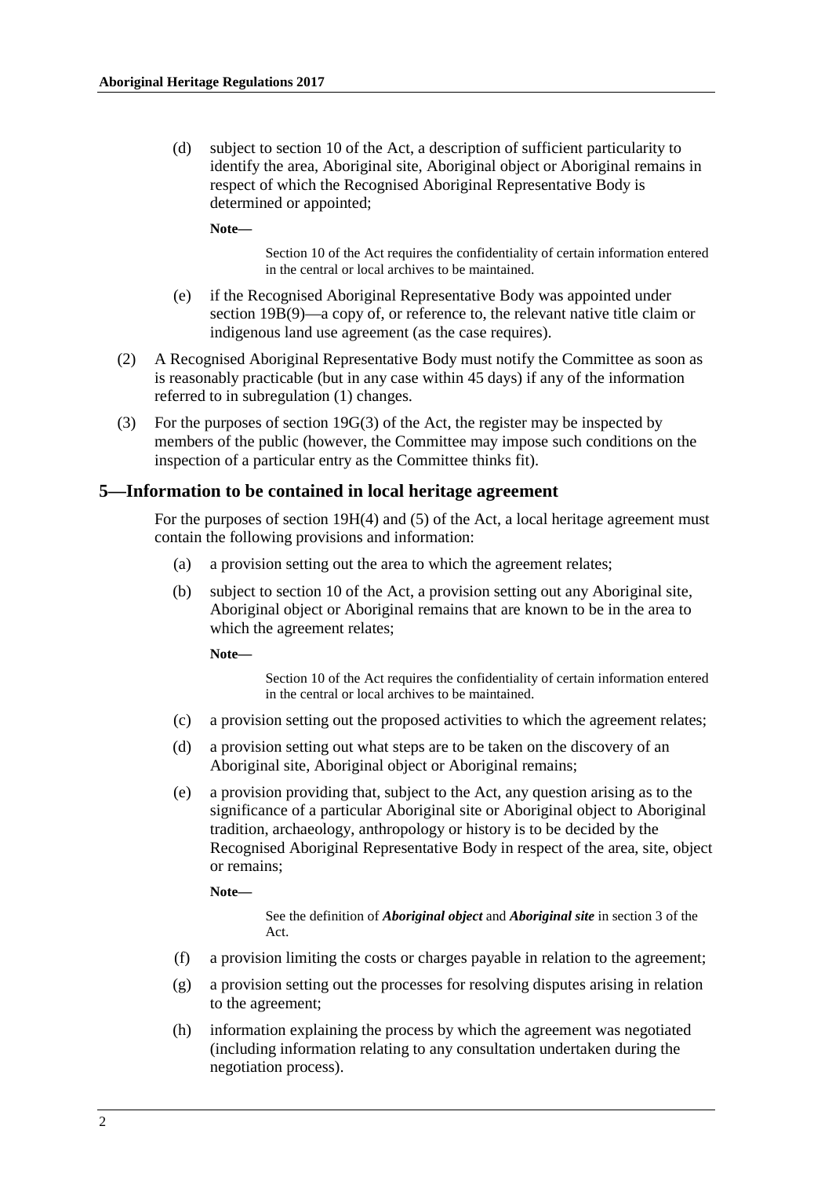(d) subject to section 10 of the Act, a description of sufficient particularity to identify the area, Aboriginal site, Aboriginal object or Aboriginal remains in respect of which the Recognised Aboriginal Representative Body is determined or appointed;

**Note—**

Section 10 of the Act requires the confidentiality of certain information entered in the central or local archives to be maintained.

(e) if the Recognised Aboriginal Representative Body was appointed under section 19B(9)—a copy of, or reference to, the relevant native title claim or indigenous land use agreement (as the case requires).

(2) A Recognised Aboriginal Representative Body must notify the Committee as soon as is reasonably practicable (but in any case within 45 days) if any of the information referred to in subregulation (1) changes.

(3) For the purposes of section 19G(3) of the Act, the register may be inspected by members of the public (however, the Committee may impose such conditions on the inspection of a particular entry as the Committee thinks fit).

## 5—Information to be contained in local heritage agreement

For the purposes of section 19H(4) and (5) of the Act, a local heritage agreement must contain the following provisions and information:

(a) a provision setting out the area to which the agreement relates;

(b) subject to section 10 of the Act, a provision setting out any Aboriginal site, Aboriginal object or Aboriginal remains that are known to be in the area to which the agreement relates;

**Note—**

Section 10 of the Act requires the confidentiality of certain information entered in the central or local archives to be maintained.

(c) a provision setting out the proposed activities to which the agreement relates;

(d) a provision setting out what steps are to be taken on the discovery of an Aboriginal site, Aboriginal object or Aboriginal remains;

(e) a provision providing that, subject to the Act, any question arising as to the significance of a particular Aboriginal site or Aboriginal object to Aboriginal tradition, archaeology, anthropology or history is to be decided by the Recognised Aboriginal Representative Body in respect of the area, site, object or remains;

**Note—**

See the definition of ***Aboriginal object*** and ***Aboriginal site*** in section 3 of the Act.

(f) a provision limiting the costs or charges payable in relation to the agreement;

(g) a provision setting out the processes for resolving disputes arising in relation to the agreement;

(h) information explaining the process by which the agreement was negotiated (including information relating to any consultation undertaken during the negotiation process).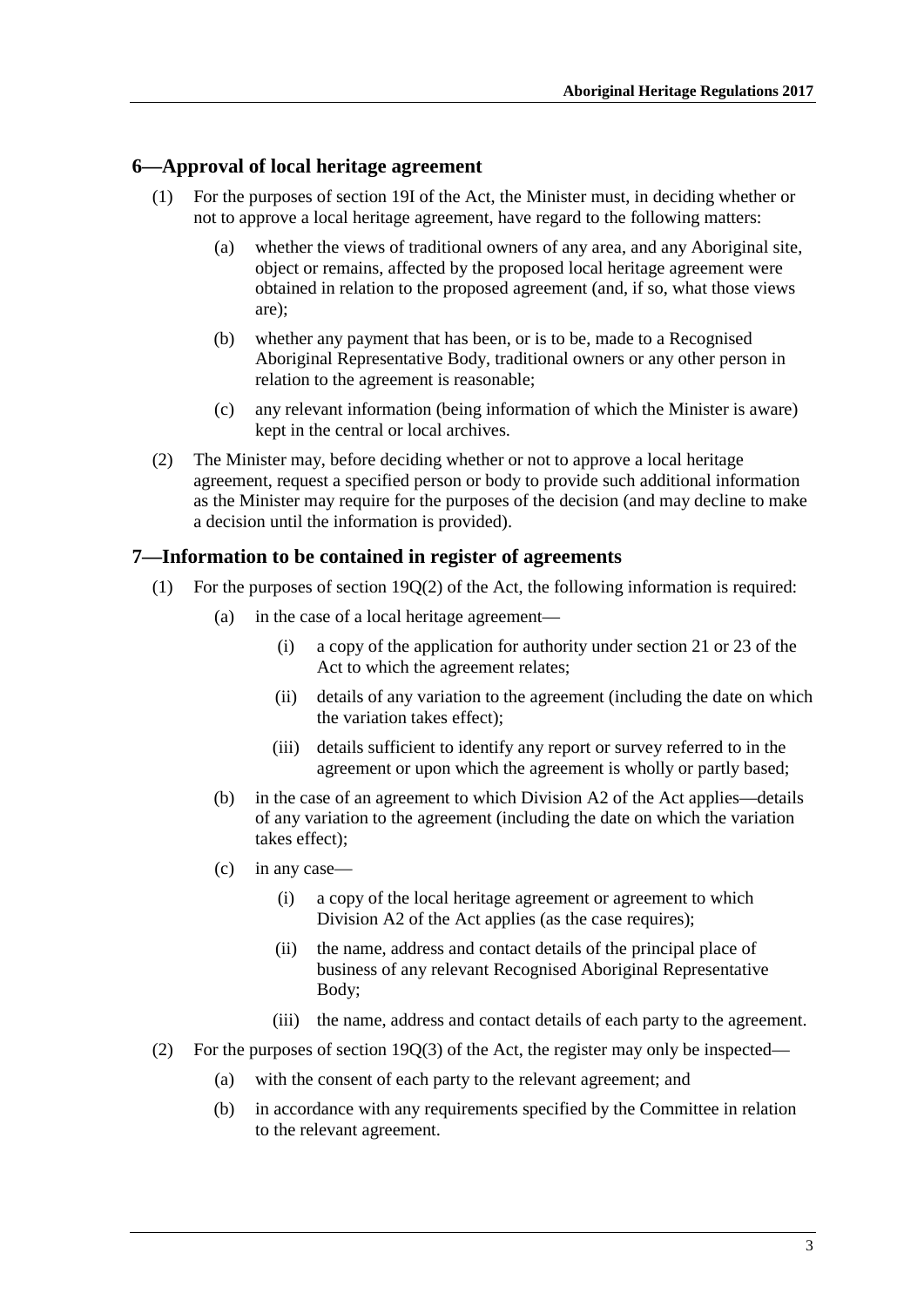## 6—Approval of local heritage agreement

(1) For the purposes of section 19I of the Act, the Minister must, in deciding whether or not to approve a local heritage agreement, have regard to the following matters:

- (a) whether the views of traditional owners of any area, and any Aboriginal site, object or remains, affected by the proposed local heritage agreement were obtained in relation to the proposed agreement (and, if so, what those views are);
- (b) whether any payment that has been, or is to be, made to a Recognised Aboriginal Representative Body, traditional owners or any other person in relation to the agreement is reasonable;
- (c) any relevant information (being information of which the Minister is aware) kept in the central or local archives.

(2) The Minister may, before deciding whether or not to approve a local heritage agreement, request a specified person or body to provide such additional information as the Minister may require for the purposes of the decision (and may decline to make a decision until the information is provided).

## 7—Information to be contained in register of agreements

(1) For the purposes of section 19Q(2) of the Act, the following information is required:

- (a) in the case of a local heritage agreement—
  - (i) a copy of the application for authority under section 21 or 23 of the Act to which the agreement relates;
  - (ii) details of any variation to the agreement (including the date on which the variation takes effect);
  - (iii) details sufficient to identify any report or survey referred to in the agreement or upon which the agreement is wholly or partly based;
- (b) in the case of an agreement to which Division A2 of the Act applies—details of any variation to the agreement (including the date on which the variation takes effect);
- (c) in any case—
  - (i) a copy of the local heritage agreement or agreement to which Division A2 of the Act applies (as the case requires);
  - (ii) the name, address and contact details of the principal place of business of any relevant Recognised Aboriginal Representative Body;
  - (iii) the name, address and contact details of each party to the agreement.

(2) For the purposes of section 19Q(3) of the Act, the register may only be inspected—

- (a) with the consent of each party to the relevant agreement; and
- (b) in accordance with any requirements specified by the Committee in relation to the relevant agreement.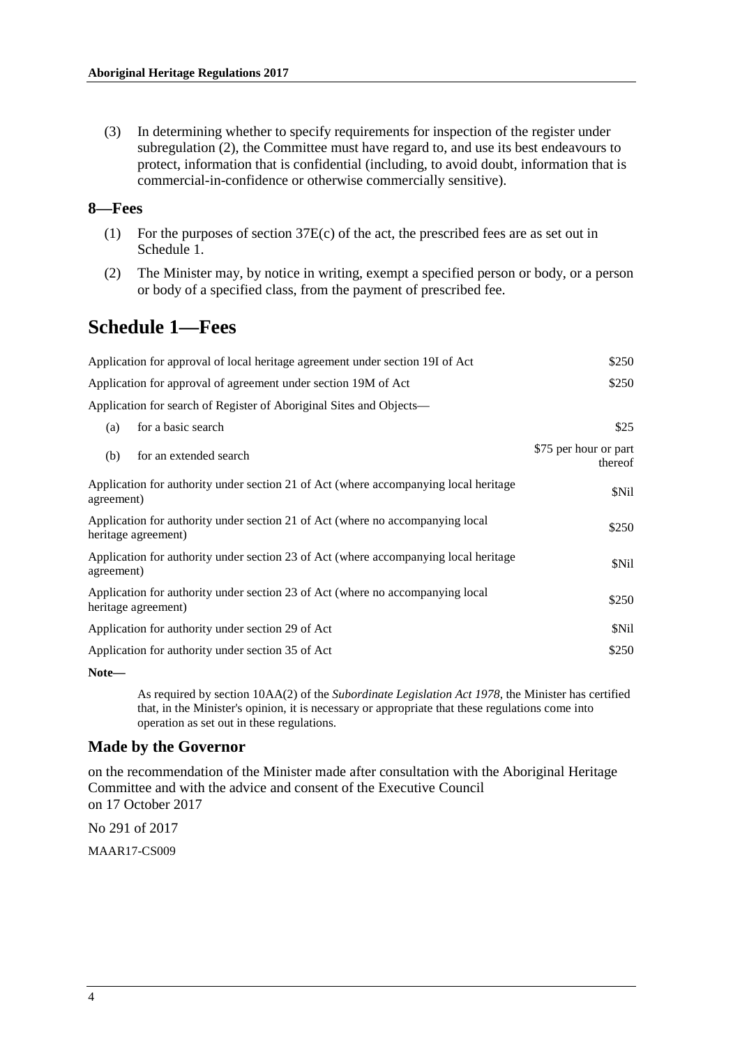(3) In determining whether to specify requirements for inspection of the register under subregulation (2), the Committee must have regard to, and use its best endeavours to protect, information that is confidential (including, to avoid doubt, information that is commercial-in-confidence or otherwise commercially sensitive).

### 8—Fees

(1) For the purposes of section 37E(c) of the act, the prescribed fees are as set out in Schedule 1.

(2) The Minister may, by notice in writing, exempt a specified person or body, or a person or body of a specified class, from the payment of prescribed fee.

## Schedule 1—Fees

| | |
|---|---|
| Application for approval of local heritage agreement under section 19I of Act | $250 |
| Application for approval of agreement under section 19M of Act | $250 |
| Application for search of Register of Aboriginal Sites and Objects— | |
| (a) for a basic search | $25 |
| (b) for an extended search | $75 per hour or part thereof |
| Application for authority under section 21 of Act (where accompanying local heritage agreement) | $Nil |
| Application for authority under section 21 of Act (where no accompanying local heritage agreement) | $250 |
| Application for authority under section 23 of Act (where accompanying local heritage agreement) | $Nil |
| Application for authority under section 23 of Act (where no accompanying local heritage agreement) | $250 |
| Application for authority under section 29 of Act | $Nil |
| Application for authority under section 35 of Act | $250 |

**Note—**

As required by section 10AA(2) of the *Subordinate Legislation Act 1978*, the Minister has certified that, in the Minister's opinion, it is necessary or appropriate that these regulations come into operation as set out in these regulations.

### Made by the Governor

on the recommendation of the Minister made after consultation with the Aboriginal Heritage Committee and with the advice and consent of the Executive Council on 17 October 2017

No 291 of 2017

MAAR17-CS009